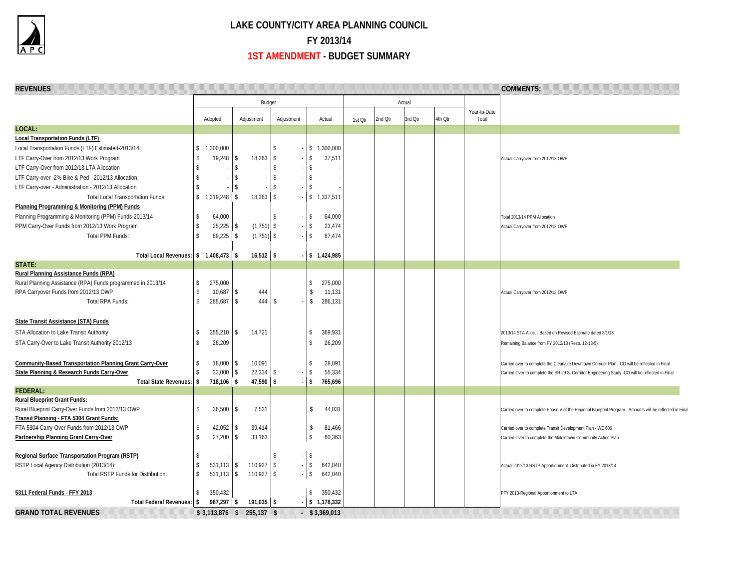# LAKE COUNTY/CITY AREA PLANNING COUNCIL

## FY 2013/14

## 1ST AMENDMENT - BUDGET SUMMARY

| REVENUES | Budget | | | | Actual | | | | | COMMENTS: |
|---|---|---|---|---|---|---|---|---|---|---|
| | Adopted: | Adjustment | Adjustment | Actual | 1st Qtr | 2nd Qtr | 3rd Qtr | 4th Qtr | Year-to-Date Total | |
| **LOCAL:** | | | | | | | | | | |
| **Local Transportation Funds (LTF)** | | | | | | | | | | |
| Local Transportation Funds (LTF) Estimated-2013/14 | $ 1,300,000 | | $ - | $ 1,300,000 | | | | | | |
| LTF Carry-Over from 2012/13 Work Program | $ 19,248 | $ 18,263 | $ - | $ 37,511 | | | | | | Actual Carryover from 2012/13 OWP |
| LTF Carry-Over from 2012/13 LTA Allocation | $ - | $ - | $ - | $ - | | | | | | |
| LTF Carry-over -2% Bike & Ped - 2012/13 Allocation | $ - | $ - | $ - | $ - | | | | | | |
| LTF Carry-over - Administration - 2012/13 Allocation | $ - | $ - | $ - | $ - | | | | | | |
| Total Local Transportation Funds: | $ 1,319,248 | $ 18,263 | $ - | $ 1,337,511 | | | | | | |
| **Planning Programming & Monitoring (PPM) Funds** | | | | | | | | | | |
| Planning Programming & Monitoring (PPM) Funds-2013/14 | $ 64,000 | | $ - | $ 64,000 | | | | | | Total 2013/14 PPM Allocation |
| PPM Carry-Over Funds from 2012/13 Work Program | $ 25,225 | $ (1,751) | $ - | $ 23,474 | | | | | | Actual Carryover from 2012/13 OWP |
| Total PPM Funds: | $ 89,225 | $ (1,751) | $ - | $ 87,474 | | | | | | |
| **Total Local Revenues:** | **$ 1,408,473** | **$ 16,512** | **$ -** | **$ 1,424,985** | | | | | | |
| **STATE:** | | | | | | | | | | |
| **Rural Planning Assistance Funds (RPA)** | | | | | | | | | | |
| Rural Planning Assistance (RPA) Funds programmed in 2013/14 | $ 275,000 | | | $ 275,000 | | | | | | |
| RPA Carryover Funds from 2012/13 OWP | $ 10,687 | $ 444 | | $ 11,131 | | | | | | Actual Carryover from 2012/13 OWP |
| Total RPA Funds: | $ 285,687 | $ 444 | $ - | $ 286,131 | | | | | | |
| **State Transit Assistance (STA) Funds** | | | | | | | | | | |
| STA Allocation to Lake Transit Authority | $ 355,210 | $ 14,721 | | $ 369,931 | | | | | | 2013/14 STA Alloc. - Based on Revised Estimate dated 8/1/13. |
| STA Carry-Over to Lake Transit Authority 2012/13 | $ 26,209 | | | $ 26,209 | | | | | | Remaining Balance from FY 2012/13 (Reso. 12-13-5) |
| **Community-Based Transportation Planning Grant Carry-Over** | $ 18,000 | $ 10,091 | | $ 28,091 | | | | | | Carried over to complete the Clearlake Downtown Corridor Plan - CO will be reflected in Final |
| **State Planning & Research Funds Carry-Over** | $ 33,000 | $ 22,334 | $ - | $ 55,334 | | | | | | Carried Over to complete the SR 29 S. Corridor Engineering Study -CO will be reflected in Final |
| **Total State Revenues:** | **$ 718,106** | **$ 47,590** | **$ -** | **$ 765,696** | | | | | | |
| **FEDERAL:** | | | | | | | | | | |
| **Rural Blueprint Grant Funds:** | | | | | | | | | | |
| Rural Blueprint Carry-Over Funds from 2012/13 OWP | $ 36,500 | $ 7,531 | | $ 44,031 | | | | | | Carried over to complete Phase V of the Regional Blueprint Program - Amounts will be reflected in Final |
| **Transit Planning - FTA 5304 Grant Funds:** | | | | | | | | | | |
| FTA 5304 Carry-Over Funds from 2012/13 OWP | $ 42,052 | $ 39,414 | | $ 81,466 | | | | | | Carried over to complete Transit Development Plan - WE 606 |
| **Partnership Planning Grant Carry-Over** | $ 27,200 | $ 33,163 | | $ 60,363 | | | | | | Carried Over to complete the Middletown Community Action Plan |
| **Regional Surface Transportation Program (RSTP)** | $ - | | $ - | $ - | | | | | | |
| RSTP Local Agency Distribution (2013/14): | $ 531,113 | $ 110,927 | $ - | $ 642,040 | | | | | | Actual 2012/13 RSTP Apportionment. Distributed in FY 2013/14 |
| Total RSTP Funds for Distribution: | $ 531,113 | $ 110,927 | $ - | $ 642,040 | | | | | | |
| **5311 Federal Funds - FFY 2013** | $ 350,432 | | | $ 350,432 | | | | | | FFY 2013-Regional Apportionment to LTA |
| **Total Federal Revenues:** | **$ 987,297** | **$ 191,035** | **$ -** | **$ 1,178,332** | | | | | | |
| **GRAND TOTAL REVENUES** | **$ 3,113,876** | **$ 255,137** | **$ -** | **$ 3,369,013** | | | | | | |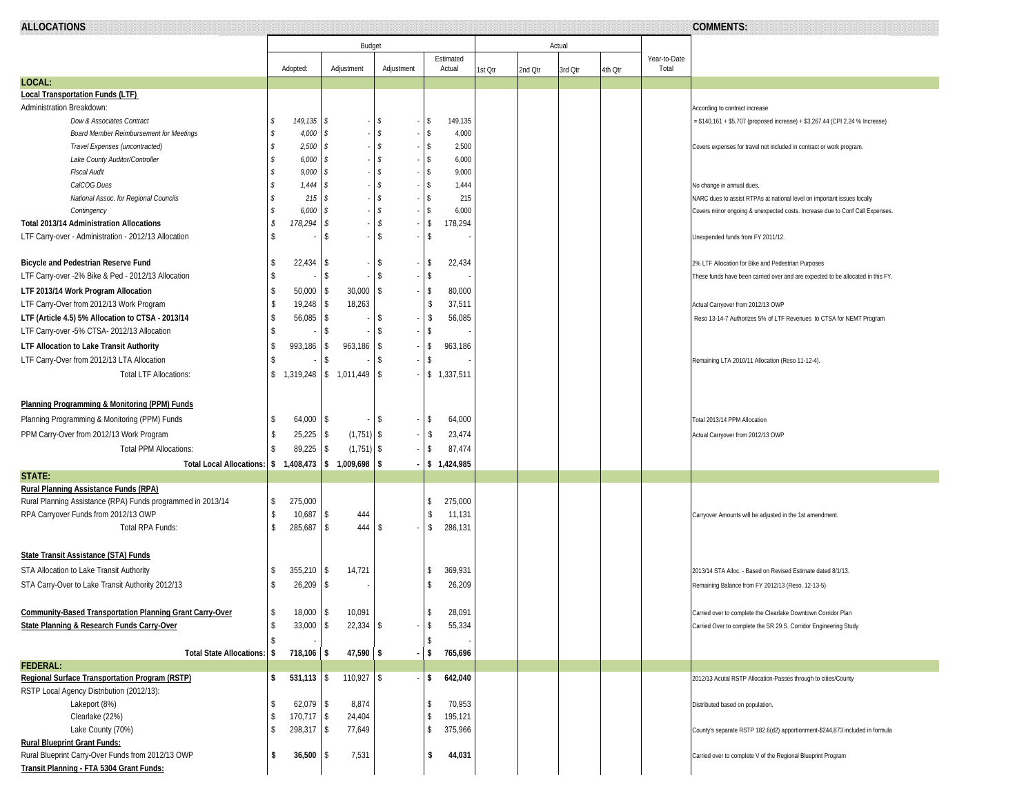## ALLOCATIONS

| | Budget Adopted: | Budget Adjustment | Budget Adjustment | Budget Estimated Actual | Actual 1st Qtr | Actual 2nd Qtr | Actual 3rd Qtr | Actual 4th Qtr | Year-to-Date Total | COMMENTS: |
|---|---|---|---|---|---|---|---|---|---|---|
| **LOCAL:** | | | | | | | | | | |
| **Local Transportation Funds (LTF)** | | | | | | | | | | |
| Administration Breakdown: | | | | | | | | | | According to contract increase |
| *Dow & Associates Contract* | *$ 149,135* | *$ -* | *$ -* | $ 149,135 | | | | | | = $140,161 + $5,707 (proposed increase) + $3,267.44 (CPI 2.24 % Increase) |
| *Board Member Reimbursement for Meetings* | *$ 4,000* | *$ -* | *$ -* | $ 4,000 | | | | | | |
| *Travel Expenses (uncontracted)* | *$ 2,500* | *$ -* | *$ -* | $ 2,500 | | | | | | Covers expenses for travel not included in contract or work program. |
| *Lake County Auditor/Controller* | *$ 6,000* | *$ -* | *$ -* | $ 6,000 | | | | | | |
| *Fiscal Audit* | *$ 9,000* | *$ -* | *$ -* | $ 9,000 | | | | | | |
| *CalCOG Dues* | *$ 1,444* | *$ -* | *$ -* | $ 1,444 | | | | | | No change in annual dues. |
| *National Assoc. for Regional Councils* | *$ 215* | *$ -* | *$ -* | $ 215 | | | | | | NARC dues to assist RTPAs at national level on important issues locally |
| *Contingency* | *$ 6,000* | *$ -* | *$ -* | $ 6,000 | | | | | | Covers minor ongoing & unexpected costs. Increase due to Conf Call Expenses. |
| **Total 2013/14 Administration Allocations** | *$ 178,294* | *$ -* | *$ -* | $ 178,294 | | | | | | |
| LTF Carry-over - Administration - 2012/13 Allocation | $ - | $ - | $ - | $ - | | | | | | Unexpended funds from FY 2011/12. |
| **Bicycle and Pedestrian Reserve Fund** | $ 22,434 | $ - | $ - | $ 22,434 | | | | | | 2% LTF Allocation for Bike and Pedestrian Purposes |
| LTF Carry-over -2% Bike & Ped - 2012/13 Allocation | $ - | $ - | $ - | $ - | | | | | | These funds have been carried over and are expected to be allocated in this FY. |
| **LTF 2013/14 Work Program Allocation** | $ 50,000 | $ 30,000 | $ - | $ 80,000 | | | | | | |
| LTF Carry-Over from 2012/13 Work Program | $ 19,248 | $ 18,263 | | $ 37,511 | | | | | | Actual Carryover from 2012/13 OWP |
| **LTF (Article 4.5) 5% Allocation to CTSA - 2013/14** | $ 56,085 | $ - | $ - | $ 56,085 | | | | | | Reso 13-14-7 Authorizes 5% of LTF Revenues to CTSA for NEMT Program |
| LTF Carry-over -5% CTSA- 2012/13 Allocation | $ - | $ - | $ - | $ - | | | | | | |
| **LTF Allocation to Lake Transit Authority** | $ 993,186 | $ 963,186 | $ - | $ 963,186 | | | | | | |
| LTF Carry-Over from 2012/13 LTA Allocation | $ - | $ - | $ - | $ - | | | | | | Remaining LTA 2010/11 Allocation (Reso 11-12-4). |
| Total LTF Allocations: | $ 1,319,248 | $ 1,011,449 | $ - | $ 1,337,511 | | | | | | |
| **Planning Programming & Monitoring (PPM) Funds** | | | | | | | | | | |
| Planning Programming & Monitoring (PPM) Funds | $ 64,000 | $ - | $ - | $ 64,000 | | | | | | Total 2013/14 PPM Allocation |
| PPM Carry-Over from 2012/13 Work Program | $ 25,225 | $ (1,751) | $ - | $ 23,474 | | | | | | Actual Carryover from 2012/13 OWP |
| Total PPM Allocations: | $ 89,225 | $ (1,751) | $ - | $ 87,474 | | | | | | |
| **Total Local Allocations:** | **$ 1,408,473** | **$ 1,009,698** | **$ -** | **$ 1,424,985** | | | | | | |
| **STATE:** | | | | | | | | | | |
| **Rural Planning Assistance Funds (RPA)** | | | | | | | | | | |
| Rural Planning Assistance (RPA) Funds programmed in 2013/14 | $ 275,000 | | | $ 275,000 | | | | | | |
| RPA Carryover Funds from 2012/13 OWP | $ 10,687 | $ 444 | | $ 11,131 | | | | | | Carryover Amounts will be adjusted in the 1st amendment. |
| Total RPA Funds: | $ 285,687 | $ 444 | $ - | $ 286,131 | | | | | | |
| **State Transit Assistance (STA) Funds** | | | | | | | | | | |
| STA Allocation to Lake Transit Authority | $ 355,210 | $ 14,721 | | $ 369,931 | | | | | | 2013/14 STA Alloc. - Based on Revised Estimate dated 8/1/13. |
| STA Carry-Over to Lake Transit Authority 2012/13 | $ 26,209 | $ - | | $ 26,209 | | | | | | Remaining Balance from FY 2012/13 (Reso. 12-13-5) |
| **Community-Based Transportation Planning Grant Carry-Over** | $ 18,000 | $ 10,091 | | $ 28,091 | | | | | | Carried over to complete the Clearlake Downtown Corridor Plan |
| **State Planning & Research Funds Carry-Over** | $ 33,000 | $ 22,334 | $ - | $ 55,334 | | | | | | Carried Over to complete the SR 29 S. Corridor Engineering Study |
| | $ - | | | $ - | | | | | | |
| **Total State Allocations:** | **$ 718,106** | **$ 47,590** | **$ -** | **$ 765,696** | | | | | | |
| **FEDERAL:** | | | | | | | | | | |
| **Regional Surface Transportation Program (RSTP)** | **$ 531,113** | $ 110,927 | $ - | **$ 642,040** | | | | | | 2012/13 Acutal RSTP Allocation-Passes through to cities/County |
| RSTP Local Agency Distribution (2012/13): | | | | | | | | | | |
| Lakeport (8%) | $ 62,079 | $ 8,874 | | $ 70,953 | | | | | | Distributed based on population. |
| Clearlake (22%) | $ 170,717 | $ 24,404 | | $ 195,121 | | | | | | |
| Lake County (70%) | $ 298,317 | $ 77,649 | | $ 375,966 | | | | | | County's separate RSTP 182.6(d2) apportionment-$244,873 included in formula |
| **Rural Blueprint Grant Funds:** | | | | | | | | | | |
| Rural Blueprint Carry-Over Funds from 2012/13 OWP | **$ 36,500** | $ 7,531 | | **$ 44,031** | | | | | | Carried over to complete V of the Regional Blueprint Program |
| **Transit Planning - FTA 5304 Grant Funds:** | | | | | | | | | | |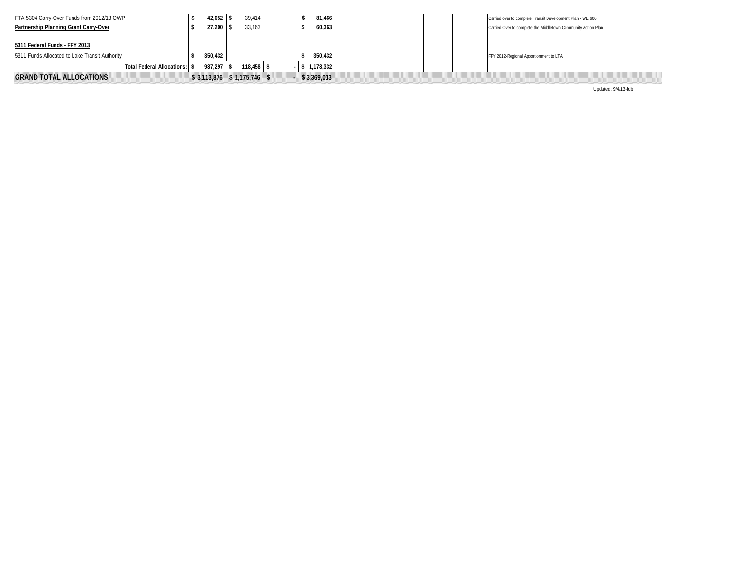| | | | | | | | | | | |
|---|---|---|---|---|---|---|---|---|---|---|
| FTA 5304 Carry-Over Funds from 2012/13 OWP | **$ 42,052** | $ 39,414 | | **$ 81,466** | | | | | | Carried over to complete Transit Development Plan - WE 606 |
| **Partnership Planning Grant Carry-Over** | **$ 27,200** | $ 33,163 | | **$ 60,363** | | | | | | Carried Over to complete the Middletown Community Action Plan |
| | | | | | | | | | | |
| **5311 Federal Funds - FFY 2013** | | | | | | | | | | |
| 5311 Funds Allocated to Lake Transit Authority | **$ 350,432** | | | **$ 350,432** | | | | | | FFY 2012-Regional Apportionment to LTA |
| **Total Federal Allocations:** | **$ 987,297** | **$ 118,458** | **$ -** | **$ 1,178,332** | | | | | | |
| **GRAND TOTAL ALLOCATIONS** | **$ 3,113,876** | **$ 1,175,746** | **$ -** | **$ 3,369,013** | | | | | | |

Updated: 9/4/13-ldb